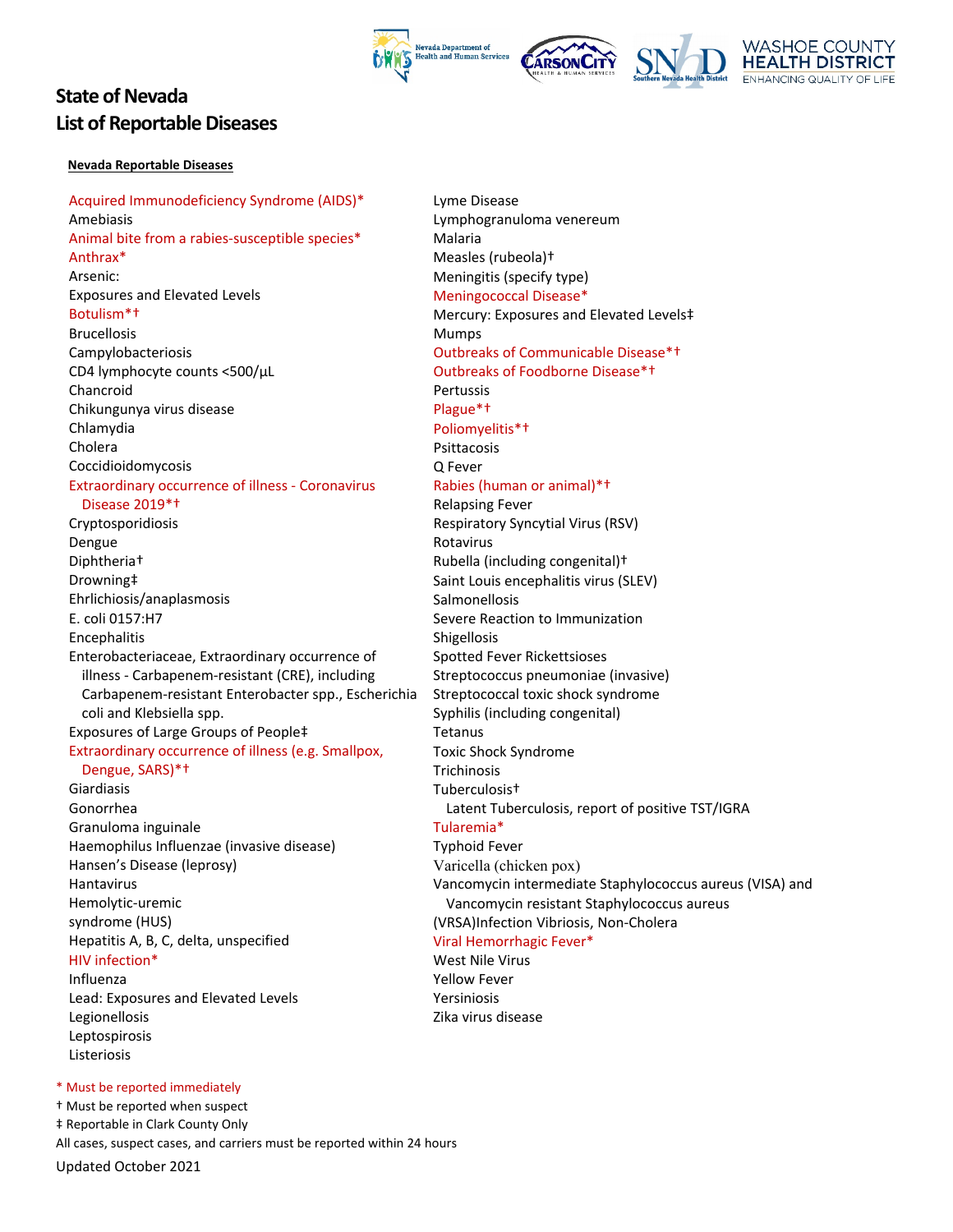# State of Nevada

# List of Reportable Diseases

**Nevada Reportable Diseases**

- Acquired Immunodeficiency Syndrome (AIDS)*
- Amebiasis
- Animal bite from a rabies-susceptible species*
- Anthrax*
- Arsenic:
- Exposures and Elevated Levels
- Botulism*†
- Brucellosis
- Campylobacteriosis
- CD4 lymphocyte counts <500/µL
- Chancroid
- Chikungunya virus disease
- Chlamydia
- Cholera
- Coccidioidomycosis
- Extraordinary occurrence of illness - Coronavirus Disease 2019*†
- Cryptosporidiosis
- Dengue
- Diphtheria†
- Drowning‡
- Ehrlichiosis/anaplasmosis
- E. coli 0157:H7
- Encephalitis
- Enterobacteriaceae, Extraordinary occurrence of illness - Carbapenem-resistant (CRE), including Carbapenem-resistant Enterobacter spp., Escherichia coli and Klebsiella spp.
- Exposures of Large Groups of People‡
- Extraordinary occurrence of illness (e.g. Smallpox, Dengue, SARS)*†
- Giardiasis
- Gonorrhea
- Granuloma inguinale
- Haemophilus Influenzae (invasive disease)
- Hansen's Disease (leprosy)
- Hantavirus
- Hemolytic-uremic syndrome (HUS)
- Hepatitis A, B, C, delta, unspecified
- HIV infection*
- Influenza
- Lead: Exposures and Elevated Levels
- Legionellosis
- Leptospirosis
- Listeriosis
- Lyme Disease
- Lymphogranuloma venereum
- Malaria
- Measles (rubeola)†
- Meningitis (specify type)
- Meningococcal Disease*
- Mercury: Exposures and Elevated Levels‡
- Mumps
- Outbreaks of Communicable Disease*†
- Outbreaks of Foodborne Disease*†
- Pertussis
- Plague*†
- Poliomyelitis*†
- Psittacosis
- Q Fever
- Rabies (human or animal)*†
- Relapsing Fever
- Respiratory Syncytial Virus (RSV)
- Rotavirus
- Rubella (including congenital)†
- Saint Louis encephalitis virus (SLEV)
- Salmonellosis
- Severe Reaction to Immunization
- Shigellosis
- Spotted Fever Rickettsioses
- Streptococcus pneumoniae (invasive)
- Streptococcal toxic shock syndrome
- Syphilis (including congenital)
- Tetanus
- Toxic Shock Syndrome
- Trichinosis
- Tuberculosis†
  - Latent Tuberculosis, report of positive TST/IGRA
- Tularemia*
- Typhoid Fever
- Varicella (chicken pox)
- Vancomycin intermediate Staphylococcus aureus (VISA) and Vancomycin resistant Staphylococcus aureus (VRSA)Infection Vibriosis, Non-Cholera
- Viral Hemorrhagic Fever*
- West Nile Virus
- Yellow Fever
- Yersiniosis
- Zika virus disease

\* Must be reported immediately

† Must be reported when suspect

‡ Reportable in Clark County Only

All cases, suspect cases, and carriers must be reported within 24 hours

Updated October 2021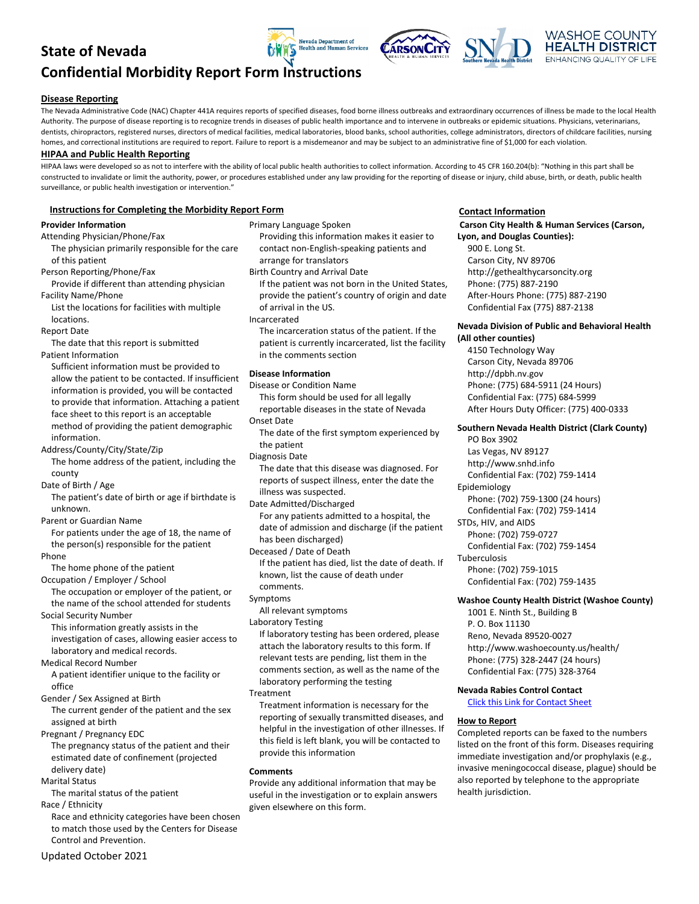# State of Nevada

# Confidential Morbidity Report Form Instructions

## Disease Reporting

The Nevada Administrative Code (NAC) Chapter 441A requires reports of specified diseases, food borne illness outbreaks and extraordinary occurrences of illness be made to the local Health Authority. The purpose of disease reporting is to recognize trends in diseases of public health importance and to intervene in outbreaks or epidemic situations. Physicians, veterinarians, dentists, chiropractors, registered nurses, directors of medical facilities, medical laboratories, blood banks, school authorities, college administrators, directors of childcare facilities, nursing homes, and correctional institutions are required to report. Failure to report is a misdemeanor and may be subject to an administrative fine of $1,000 for each violation.

## HIPAA and Public Health Reporting

HIPAA laws were developed so as not to interfere with the ability of local public health authorities to collect information. According to 45 CFR 160.204(b): "Nothing in this part shall be constructed to invalidate or limit the authority, power, or procedures established under any law providing for the reporting of disease or injury, child abuse, birth, or death, public health surveillance, or public health investigation or intervention."

## Instructions for Completing the Morbidity Report Form

### Provider Information

**Attending Physician/Phone/Fax**
The physician primarily responsible for the care of this patient

**Person Reporting/Phone/Fax**
Provide if different than attending physician

**Facility Name/Phone**
List the locations for facilities with multiple locations.

**Report Date**
The date that this report is submitted

**Patient Information**
Sufficient information must be provided to allow the patient to be contacted. If insufficient information is provided, you will be contacted to provide that information. Attaching a patient face sheet to this report is an acceptable method of providing the patient demographic information.

**Address/County/City/State/Zip**
The home address of the patient, including the county

**Date of Birth / Age**
The patient's date of birth or age if birthdate is unknown.

**Parent or Guardian Name**
For patients under the age of 18, the name of the person(s) responsible for the patient

**Phone**
The home phone of the patient

**Occupation / Employer / School**
The occupation or employer of the patient, or the name of the school attended for students

**Social Security Number**
This information greatly assists in the investigation of cases, allowing easier access to laboratory and medical records.

**Medical Record Number**
A patient identifier unique to the facility or office

**Gender / Sex Assigned at Birth**
The current gender of the patient and the sex assigned at birth

**Pregnant / Pregnancy EDC**
The pregnancy status of the patient and their estimated date of confinement (projected delivery date)

**Marital Status**
The marital status of the patient

**Race / Ethnicity**
Race and ethnicity categories have been chosen to match those used by the Centers for Disease Control and Prevention.

**Primary Language Spoken**
Providing this information makes it easier to contact non-English-speaking patients and arrange for translators

**Birth Country and Arrival Date**
If the patient was not born in the United States, provide the patient's country of origin and date of arrival in the US.

**Incarcerated**
The incarceration status of the patient. If the patient is currently incarcerated, list the facility in the comments section

### Disease Information

**Disease or Condition Name**
This form should be used for all legally reportable diseases in the state of Nevada

**Onset Date**
The date of the first symptom experienced by the patient

**Diagnosis Date**
The date that this disease was diagnosed. For reports of suspect illness, enter the date the illness was suspected.

**Date Admitted/Discharged**
For any patients admitted to a hospital, the date of admission and discharge (if the patient has been discharged)

**Deceased / Date of Death**
If the patient has died, list the date of death. If known, list the cause of death under comments.

**Symptoms**
All relevant symptoms

**Laboratory Testing**
If laboratory testing has been ordered, please attach the laboratory results to this form. If relevant tests are pending, list them in the comments section, as well as the name of the laboratory performing the testing

**Treatment**
Treatment information is necessary for the reporting of sexually transmitted diseases, and helpful in the investigation of other illnesses. If this field is left blank, you will be contacted to provide this information

### Comments

Provide any additional information that may be useful in the investigation or to explain answers given elsewhere on this form.

## Contact Information

**Carson City Health & Human Services (Carson, Lyon, and Douglas Counties):**
900 E. Long St.
Carson City, NV 89706
http://gethealthycarsoncity.org
Phone: (775) 887-2190
After-Hours Phone: (775) 887-2190
Confidential Fax (775) 887-2138

**Nevada Division of Public and Behavioral Health (All other counties)**
4150 Technology Way
Carson City, Nevada 89706
http://dpbh.nv.gov
Phone: (775) 684-5911 (24 Hours)
Confidential Fax: (775) 684-5999
After Hours Duty Officer: (775) 400-0333

**Southern Nevada Health District (Clark County)**
PO Box 3902
Las Vegas, NV 89127
http://www.snhd.info
Confidential Fax: (702) 759-1414

Epidemiology
Phone: (702) 759-1300 (24 hours)
Confidential Fax: (702) 759-1414

STDs, HIV, and AIDS
Phone: (702) 759-0727
Confidential Fax: (702) 759-1454

Tuberculosis
Phone: (702) 759-1015
Confidential Fax: (702) 759-1435

**Washoe County Health District (Washoe County)**
1001 E. Ninth St., Building B
P. O. Box 11130
Reno, Nevada 89520-0027
http://www.washoecounty.us/health/
Phone: (775) 328-2447 (24 hours)
Confidential Fax: (775) 328-3764

**Nevada Rabies Control Contact**
[Click this Link for Contact Sheet]

## How to Report

Completed reports can be faxed to the numbers listed on the front of this form. Diseases requiring immediate investigation and/or prophylaxis (e.g., invasive meningococcal disease, plague) should be also reported by telephone to the appropriate health jurisdiction.

Updated October 2021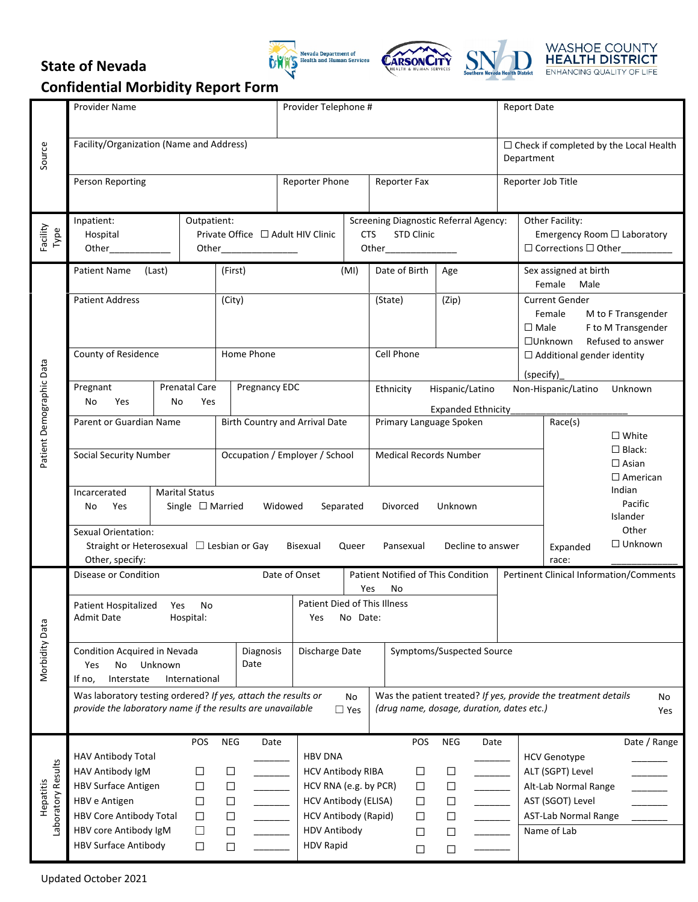# State of Nevada
## Confidential Morbidity Report Form

Nevada Department of Health and Human Services | Carson City Health & Human Services | Southern Nevada Health District | WASHOE COUNTY HEALTH DISTRICT ENHANCING QUALITY OF LIFE

### Source

| Provider Name | Provider Telephone # | | Report Date |
|---|---|---|---|
| Facility/Organization (Name and Address) | | | ☐ Check if completed by the Local Health Department |
| Person Reporting | Reporter Phone | Reporter Fax | Reporter Job Title |

### Facility Type

| Inpatient: Hospital Other___________ | Outpatient: Private Office ☐ Adult HIV Clinic Other______________ | Screening Diagnostic Referral Agency: CTS STD Clinic Other______________ | Other Facility: Emergency Room ☐ Laboratory ☐ Corrections ☐ Other_________ |
|---|---|---|---|

### Patient Demographic Data

| Patient Name (Last) | (First) (MI) | Date of Birth | Age | Sex assigned at birth: Female Male |
|---|---|---|---|---|
| Patient Address | (City) | (State) | (Zip) | Current Gender: Female; M to F Transgender; ☐ Male; F to M Transgender; ☐Unknown; Refused to answer; ☐ Additional gender identity (specify)_ |
| County of Residence | Home Phone | Cell Phone | | |

| Pregnant: No Yes | Prenatal Care: No Yes | Pregnancy EDC | Ethnicity: Hispanic/Latino Non-Hispanic/Latino Unknown; Expanded Ethnicity_________________ |
|---|---|---|---|

| Parent or Guardian Name | Birth Country and Arrival Date | Primary Language Spoken | Race(s): ☐ White ☐ Black: ☐ Asian ☐ American Indian Pacific Islander Other ☐ Unknown; Expanded race: ____________ |
|---|---|---|---|
| Social Security Number | Occupation / Employer / School | Medical Records Number | |
| Incarcerated: No Yes | Marital Status: Single ☐ Married Widowed Separated Divorced Unknown | | |

Sexual Orientation: Straight or Heterosexual ☐ Lesbian or Gay Bisexual Queer Pansexual Decline to answer
Other, specify:

### Morbidity Data

| Disease or Condition | Date of Onset | Patient Notified of This Condition: Yes No | Pertinent Clinical Information/Comments |
|---|---|---|---|
| Patient Hospitalized: Yes No; Admit Date; Hospital: | | Patient Died of This Illness: Yes No Date: | |
| Condition Acquired in Nevada: Yes No Unknown; If no, Interstate International | Diagnosis Date | Discharge Date | Symptoms/Suspected Source |

Was laboratory testing ordered? *If yes, attach the results or provide the laboratory name if the results are unavailable* No ☐ Yes

Was the patient treated? *If yes, provide the treatment details (drug name, dosage, duration, dates etc.)* No Yes

### Hepatitis Laboratory Results

| | POS | NEG | Date | | POS | NEG | Date | | Date / Range |
|---|---|---|---|---|---|---|---|---|---|
| HAV Antibody Total | | | _______ | HBV DNA | | | _______ | HCV Genotype | _______ |
| HAV Antibody IgM | ☐ | ☐ | _______ | HCV Antibody RIBA | ☐ | ☐ | _______ | ALT (SGPT) Level | _______ |
| HBV Surface Antigen | ☐ | ☐ | _______ | HCV RNA (e.g. by PCR) | ☐ | ☐ | _______ | Alt-Lab Normal Range | _______ |
| HBV e Antigen | ☐ | ☐ | _______ | HCV Antibody (ELISA) | ☐ | ☐ | _______ | AST (SGOT) Level | _______ |
| HBV Core Antibody Total | ☐ | ☐ | _______ | HCV Antibody (Rapid) | ☐ | ☐ | _______ | AST-Lab Normal Range | _______ |
| HBV core Antibody IgM | ☐ | ☐ | _______ | HDV Antibody | ☐ | ☐ | _______ | Name of Lab | |
| HBV Surface Antibody | ☐ | ☐ | _______ | HDV Rapid | ☐ | ☐ | _______ | | |

Updated October 2021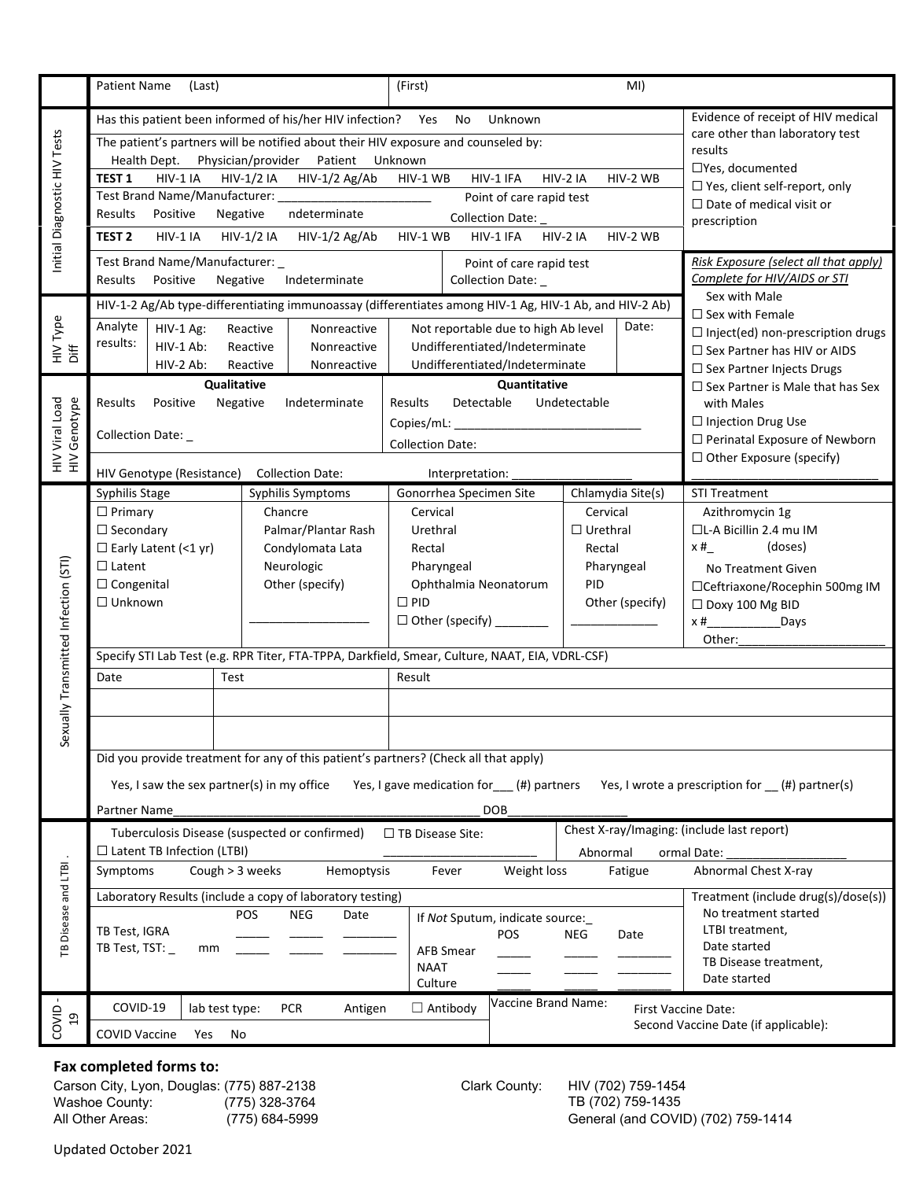| | | | |
|---|---|---|---|
| | Patient Name (Last) | (First) MI) | |
| **Initial Diagnostic HIV Tests** | Has this patient been informed of his/her HIV infection? Yes No Unknown<br>The patient's partners will be notified about their HIV exposure and counseled by:<br>Health Dept. Physician/provider Patient Unknown<br>**TEST 1** HIV-1 IA HIV-1/2 IA HIV-1/2 Ag/Ab HIV-1 WB HIV-1 IFA HIV-2 IA HIV-2 WB<br>Test Brand Name/Manufacturer: ________________________ Point of care rapid test<br>Results Positive Negative ndeterminate Collection Date: _<br>**TEST 2** HIV-1 IA HIV-1/2 IA HIV-1/2 Ag/Ab HIV-1 WB HIV-1 IFA HIV-2 IA HIV-2 WB<br>Test Brand Name/Manufacturer: _ Point of care rapid test<br>Results Positive Negative Indeterminate Collection Date: _ | | Evidence of receipt of HIV medical care other than laboratory test results<br>☐Yes, documented<br>☐ Yes, client self-report, only<br>☐ Date of medical visit or prescription<br><br>*Risk Exposure (select all that apply)*<br>*Complete for HIV/AIDS or STI*<br>Sex with Male<br>☐ Sex with Female<br>☐ Inject(ed) non-prescription drugs<br>☐ Sex Partner has HIV or AIDS<br>☐ Sex Partner Injects Drugs<br>☐ Sex Partner is Male that has Sex with Males<br>☐ Injection Drug Use<br>☐ Perinatal Exposure of Newborn<br>☐ Other Exposure (specify)<br>____________________________ |
| **HIV Type Diff** | HIV-1-2 Ag/Ab type-differentiating immunoassay (differentiates among HIV-1 Ag, HIV-1 Ab, and HIV-2 Ab)<br>Analyte results: HIV-1 Ag: Reactive Nonreactive — Not reportable due to high Ab level<br>HIV-1 Ab: Reactive Nonreactive — Undifferentiated/Indeterminate<br>HIV-2 Ab: Reactive Nonreactive — Undifferentiated/Indeterminate<br>Date: | | |
| **HIV Viral Load HIV Genotype** | **Qualitative**<br>Results Positive Negative Indeterminate<br>Collection Date: _<br>HIV Genotype (Resistance) Collection Date: | **Quantitative**<br>Results Detectable Undetectable<br>Copies/mL: ____________________________<br>Collection Date:<br>Interpretation: __________________ | |

**Sexually Transmitted Infection (STI)**

| Syphilis Stage | Syphilis Symptoms | Gonorrhea Specimen Site | Chlamydia Site(s) | STI Treatment |
|---|---|---|---|---|
| ☐ Primary<br>☐ Secondary<br>☐ Early Latent (<1 yr)<br>☐ Latent<br>☐ Congenital<br>☐ Unknown | Chancre<br>Palmar/Plantar Rash<br>Condylomata Lata<br>Neurologic<br>Other (specify)<br>__________________ | Cervical<br>Urethral<br>Rectal<br>Pharyngeal<br>Ophthalmia Neonatorum<br>☐ PID<br>☐ Other (specify) ________ | Cervical<br>☐ Urethral<br>Rectal<br>Pharyngeal<br>PID<br>Other (specify)<br>_____________ | Azithromycin 1g<br>☐L-A Bicillin 2.4 mu IM<br>x #_ (doses)<br>No Treatment Given<br>☐Ceftriaxone/Rocephin 500mg IM<br>☐ Doxy 100 Mg BID<br>x #___________Days<br>Other:______________________ |

Specify STI Lab Test (e.g. RPR Titer, FTA-TPPA, Darkfield, Smear, Culture, NAAT, EIA, VDRL-CSF)

| Date | Test | Result |
|---|---|---|
| | | |
| | | |

Did you provide treatment for any of this patient's partners? (Check all that apply)

Yes, I saw the sex partner(s) in my office Yes, I gave medication for___ (#) partners Yes, I wrote a prescription for __ (#) partner(s)

Partner Name_______________________________________________ DOB__________________

**TB Disease and LTBI .**

| | | |
|---|---|---|
| Tuberculosis Disease (suspected or confirmed)<br>☐ Latent TB Infection (LTBI) | ☐ TB Disease Site:<br>_______________________ | Chest X-ray/Imaging: (include last report)<br>Abnormal ormal Date: __________________ |

Symptoms Cough > 3 weeks Hemoptysis Fever Weight loss Fatigue Abnormal Chest X-ray

Laboratory Results (include a copy of laboratory testing)

| | POS | NEG | Date |
|---|---|---|---|
| TB Test, IGRA | _____ | _____ | ________ |
| TB Test, TST: _ mm | _____ | _____ | ________ |

If *Not* Sputum, indicate source:_

| | POS | NEG | Date |
|---|---|---|---|
| AFB Smear | _____ | _____ | ________ |
| NAAT | _____ | _____ | ________ |
| Culture | _____ | _____ | ________ |

Treatment (include drug(s)/dose(s))
No treatment started
LTBI treatment,
Date started
TB Disease treatment,
Date started

**COVID - 19**

| | | |
|---|---|---|
| COVID-19 | lab test type: PCR Antigen ☐ Antibody | Vaccine Brand Name: First Vaccine Date: |
| COVID Vaccine Yes No | | Second Vaccine Date (if applicable): |

**Fax completed forms to:**

Carson City, Lyon, Douglas: (775) 887-2138
Washoe County: (775) 328-3764
All Other Areas: (775) 684-5999

Clark County: HIV (702) 759-1454
TB (702) 759-1435
General (and COVID) (702) 759-1414

Updated October 2021